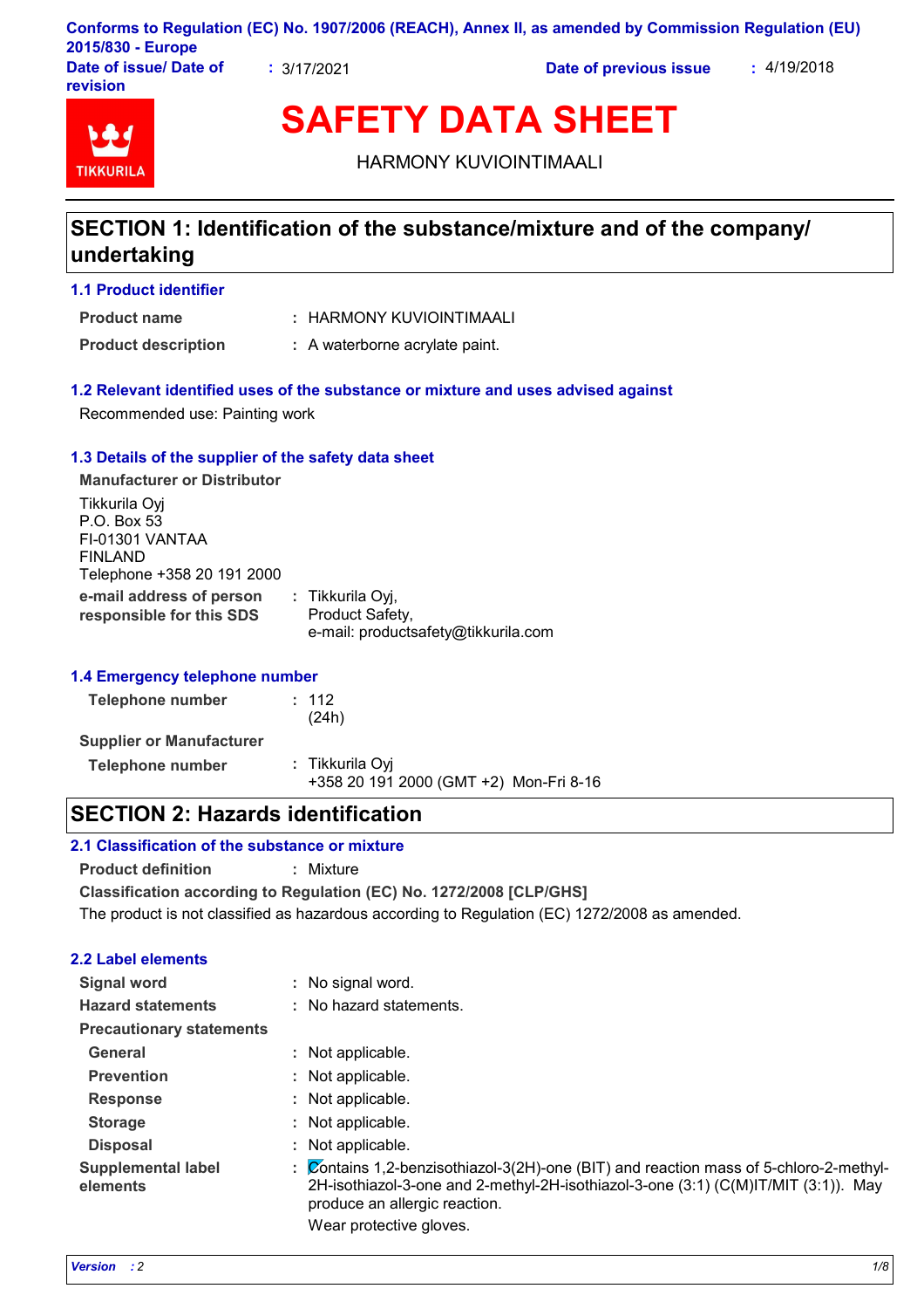Conforms to Regulation (EC) No. 1907/2006 (REACH), Annex II, as amended by Commission Regulation (EU) 2015/830 - Europe

**Date of issue/ Date of revision** : 3/17/2021 **Date of previous issue** : 4/19/2018

TIKKURILA

# SAFETY DATA SHEET

HARMONY KUVIOINTIMAALI

## SECTION 1: Identification of the substance/mixture and of the company/ undertaking

### 1.1 Product identifier

**Product name** : HARMONY KUVIOINTIMAALI

**Product description** : A waterborne acrylate paint.

### 1.2 Relevant identified uses of the substance or mixture and uses advised against

Recommended use: Painting work

### 1.3 Details of the supplier of the safety data sheet

**Manufacturer or Distributor**

Tikkurila Oyj
P.O. Box 53
FI-01301 VANTAA
FINLAND
Telephone +358 20 191 2000

**e-mail address of person responsible for this SDS** : Tikkurila Oyj, Product Safety, e-mail: productsafety@tikkurila.com

### 1.4 Emergency telephone number

**Telephone number** : 112 (24h)

**Supplier or Manufacturer**

**Telephone number** : Tikkurila Oyj +358 20 191 2000 (GMT +2) Mon-Fri 8-16

## SECTION 2: Hazards identification

### 2.1 Classification of the substance or mixture

**Product definition** : Mixture

**Classification according to Regulation (EC) No. 1272/2008 [CLP/GHS]**

The product is not classified as hazardous according to Regulation (EC) 1272/2008 as amended.

### 2.2 Label elements

**Signal word** : No signal word.

**Hazard statements** : No hazard statements.

**Precautionary statements**

**General** : Not applicable.

**Prevention** : Not applicable.

**Response** : Not applicable.

**Storage** : Not applicable.

**Disposal** : Not applicable.

**Supplemental label elements** : Contains 1,2-benzisothiazol-3(2H)-one (BIT) and reaction mass of 5-chloro-2-methyl-2H-isothiazol-3-one and 2-methyl-2H-isothiazol-3-one (3:1) (C(M)IT/MIT (3:1)). May produce an allergic reaction.

Wear protective gloves.

*Version : 2*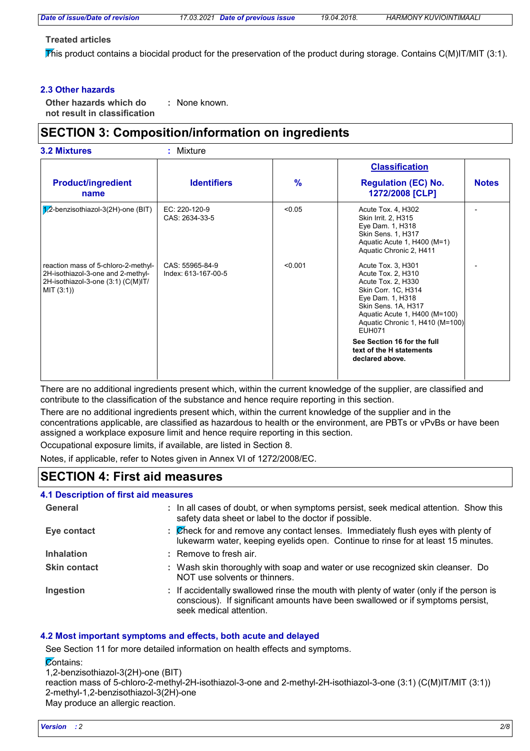**Treated articles**

This product contains a biocidal product for the preservation of the product during storage. Contains C(M)IT/MIT (3:1).

### 2.3 Other hazards

**Other hazards which do not result in classification** : None known.

## SECTION 3: Composition/information on ingredients

**3.2 Mixtures** : Mixture

| Product/ingredient name | Identifiers | % | Classification Regulation (EC) No. 1272/2008 [CLP] | Notes |
|---|---|---|---|---|
| 1,2-benzisothiazol-3(2H)-one (BIT) | EC: 220-120-9<br>CAS: 2634-33-5 | <0.05 | Acute Tox. 4, H302<br>Skin Irrit. 2, H315<br>Eye Dam. 1, H318<br>Skin Sens. 1, H317<br>Aquatic Acute 1, H400 (M=1)<br>Aquatic Chronic 2, H411 | - |
| reaction mass of 5-chloro-2-methyl-2H-isothiazol-3-one and 2-methyl-2H-isothiazol-3-one (3:1) (C(M)IT/MIT (3:1)) | CAS: 55965-84-9<br>Index: 613-167-00-5 | <0.001 | Acute Tox. 3, H301<br>Acute Tox. 2, H310<br>Acute Tox. 2, H330<br>Skin Corr. 1C, H314<br>Eye Dam. 1, H318<br>Skin Sens. 1A, H317<br>Aquatic Acute 1, H400 (M=100)<br>Aquatic Chronic 1, H410 (M=100)<br>EUH071<br>**See Section 16 for the full text of the H statements declared above.** | - |

There are no additional ingredients present which, within the current knowledge of the supplier, are classified and contribute to the classification of the substance and hence require reporting in this section.

There are no additional ingredients present which, within the current knowledge of the supplier and in the concentrations applicable, are classified as hazardous to health or the environment, are PBTs or vPvBs or have been assigned a workplace exposure limit and hence require reporting in this section.

Occupational exposure limits, if available, are listed in Section 8.

Notes, if applicable, refer to Notes given in Annex VI of 1272/2008/EC.

## SECTION 4: First aid measures

### 4.1 Description of first aid measures

**General** : In all cases of doubt, or when symptoms persist, seek medical attention. Show this safety data sheet or label to the doctor if possible.

**Eye contact** : Check for and remove any contact lenses. Immediately flush eyes with plenty of lukewarm water, keeping eyelids open. Continue to rinse for at least 15 minutes.

**Inhalation** : Remove to fresh air.

**Skin contact** : Wash skin thoroughly with soap and water or use recognized skin cleanser. Do NOT use solvents or thinners.

**Ingestion** : If accidentally swallowed rinse the mouth with plenty of water (only if the person is conscious). If significant amounts have been swallowed or if symptoms persist, seek medical attention.

### 4.2 Most important symptoms and effects, both acute and delayed

See Section 11 for more detailed information on health effects and symptoms.

Contains:
1,2-benzisothiazol-3(2H)-one (BIT)
reaction mass of 5-chloro-2-methyl-2H-isothiazol-3-one and 2-methyl-2H-isothiazol-3-one (3:1) (C(M)IT/MIT (3:1))
2-methyl-1,2-benzisothiazol-3(2H)-one
May produce an allergic reaction.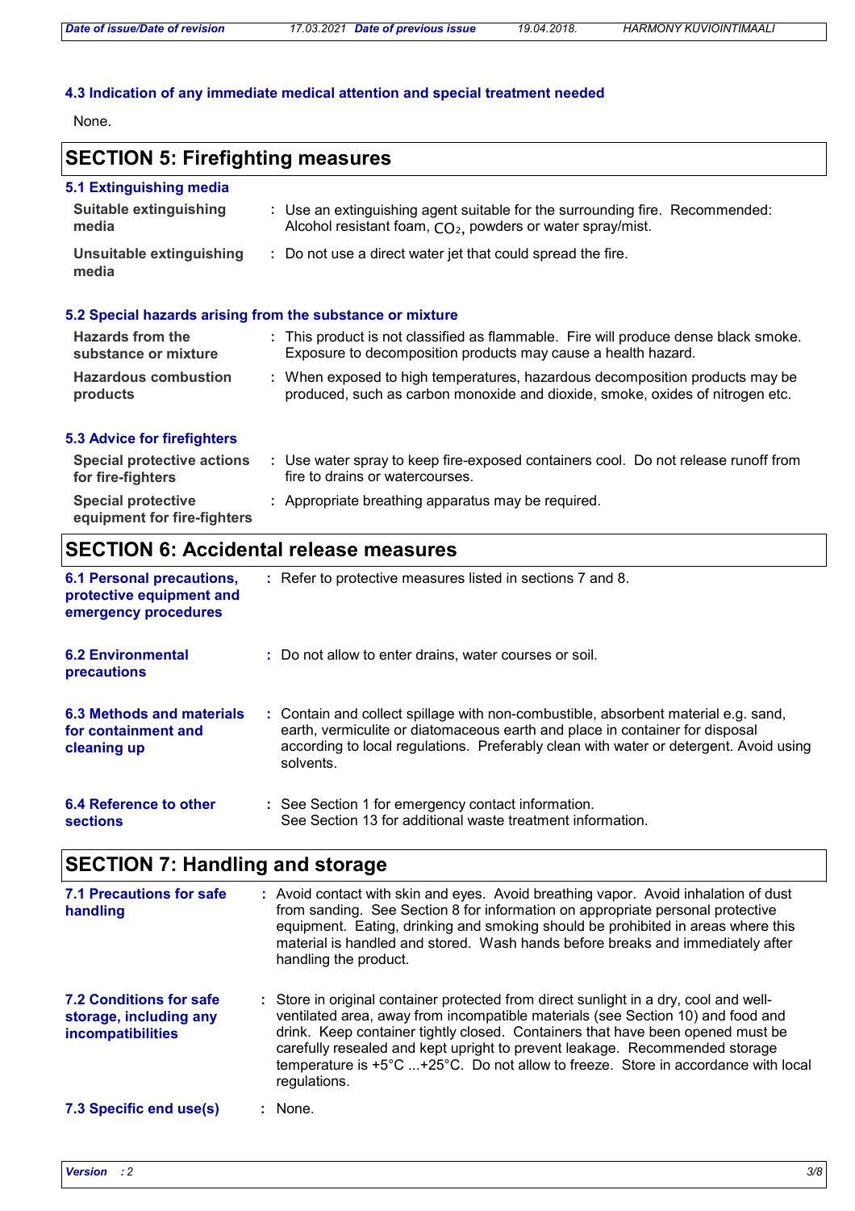### 4.3 Indication of any immediate medical attention and special treatment needed

None.

## SECTION 5: Firefighting measures

### 5.1 Extinguishing media

**Suitable extinguishing media** : Use an extinguishing agent suitable for the surrounding fire. Recommended: Alcohol resistant foam, $CO_2$, powders or water spray/mist.

**Unsuitable extinguishing media** : Do not use a direct water jet that could spread the fire.

### 5.2 Special hazards arising from the substance or mixture

**Hazards from the substance or mixture** : This product is not classified as flammable. Fire will produce dense black smoke. Exposure to decomposition products may cause a health hazard.

**Hazardous combustion products** : When exposed to high temperatures, hazardous decomposition products may be produced, such as carbon monoxide and dioxide, smoke, oxides of nitrogen etc.

### 5.3 Advice for firefighters

**Special protective actions for fire-fighters** : Use water spray to keep fire-exposed containers cool. Do not release runoff from fire to drains or watercourses.

**Special protective equipment for fire-fighters** : Appropriate breathing apparatus may be required.

## SECTION 6: Accidental release measures

**6.1 Personal precautions, protective equipment and emergency procedures** : Refer to protective measures listed in sections 7 and 8.

**6.2 Environmental precautions** : Do not allow to enter drains, water courses or soil.

**6.3 Methods and materials for containment and cleaning up** : Contain and collect spillage with non-combustible, absorbent material e.g. sand, earth, vermiculite or diatomaceous earth and place in container for disposal according to local regulations. Preferably clean with water or detergent. Avoid using solvents.

**6.4 Reference to other sections** : See Section 1 for emergency contact information.
See Section 13 for additional waste treatment information.

## SECTION 7: Handling and storage

**7.1 Precautions for safe handling** : Avoid contact with skin and eyes. Avoid breathing vapor. Avoid inhalation of dust from sanding. See Section 8 for information on appropriate personal protective equipment. Eating, drinking and smoking should be prohibited in areas where this material is handled and stored. Wash hands before breaks and immediately after handling the product.

**7.2 Conditions for safe storage, including any incompatibilities** : Store in original container protected from direct sunlight in a dry, cool and well-ventilated area, away from incompatible materials (see Section 10) and food and drink. Keep container tightly closed. Containers that have been opened must be carefully resealed and kept upright to prevent leakage. Recommended storage temperature is +5°C ...+25°C. Do not allow to freeze. Store in accordance with local regulations.

**7.3 Specific end use(s)** : None.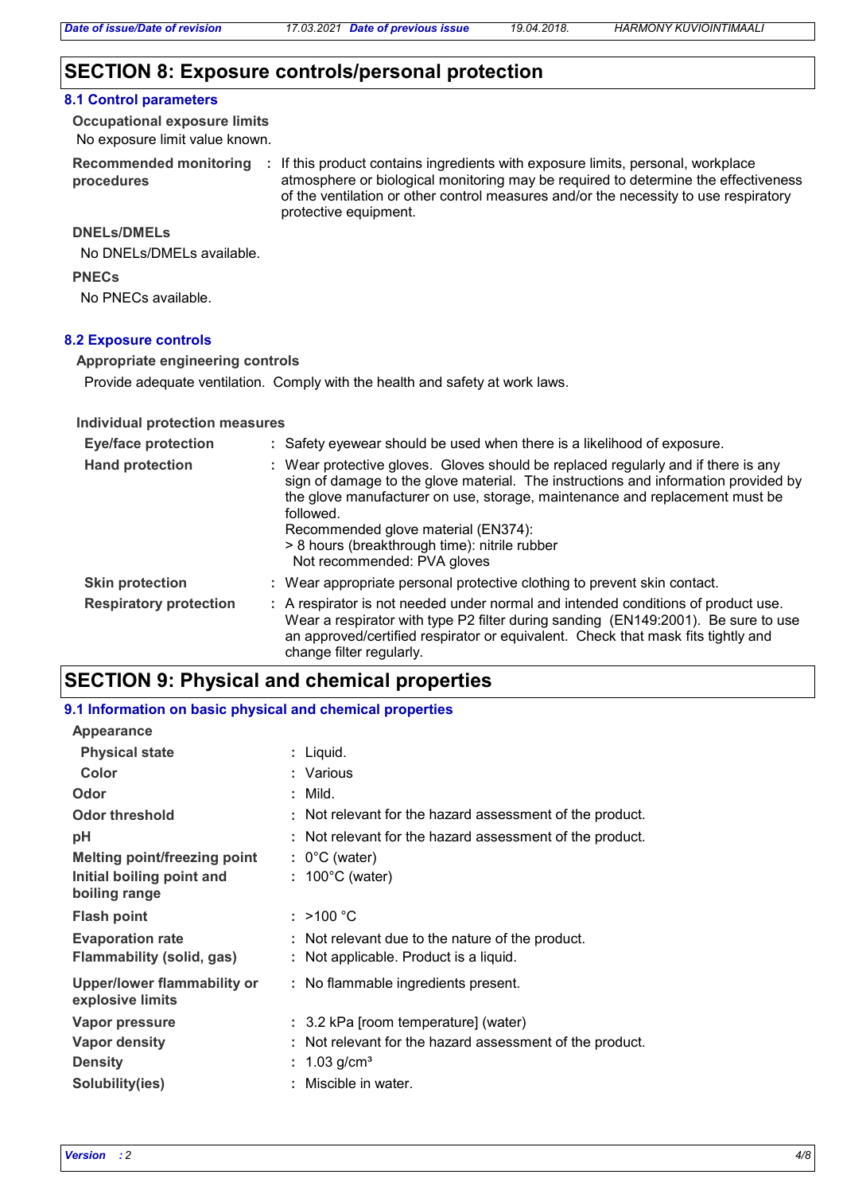## SECTION 8: Exposure controls/personal protection

### 8.1 Control parameters

**Occupational exposure limits**

No exposure limit value known.

**Recommended monitoring procedures** : If this product contains ingredients with exposure limits, personal, workplace atmosphere or biological monitoring may be required to determine the effectiveness of the ventilation or other control measures and/or the necessity to use respiratory protective equipment.

**DNELs/DMELs**

No DNELs/DMELs available.

**PNECs**

No PNECs available.

### 8.2 Exposure controls

**Appropriate engineering controls**

Provide adequate ventilation. Comply with the health and safety at work laws.

**Individual protection measures**

**Eye/face protection** : Safety eyewear should be used when there is a likelihood of exposure.

**Hand protection** : Wear protective gloves. Gloves should be replaced regularly and if there is any sign of damage to the glove material. The instructions and information provided by the glove manufacturer on use, storage, maintenance and replacement must be followed.
Recommended glove material (EN374):
> 8 hours (breakthrough time): nitrile rubber
Not recommended: PVA gloves

**Skin protection** : Wear appropriate personal protective clothing to prevent skin contact.

**Respiratory protection** : A respirator is not needed under normal and intended conditions of product use. Wear a respirator with type P2 filter during sanding (EN149:2001). Be sure to use an approved/certified respirator or equivalent. Check that mask fits tightly and change filter regularly.

## SECTION 9: Physical and chemical properties

### 9.1 Information on basic physical and chemical properties

**Appearance**

**Physical state** : Liquid.

**Color** : Various

**Odor** : Mild.

**Odor threshold** : Not relevant for the hazard assessment of the product.

**pH** : Not relevant for the hazard assessment of the product.

**Melting point/freezing point** : 0°C (water)

**Initial boiling point and boiling range** : 100°C (water)

**Flash point** : >100 °C

**Evaporation rate** : Not relevant due to the nature of the product.

**Flammability (solid, gas)** : Not applicable. Product is a liquid.

**Upper/lower flammability or explosive limits** : No flammable ingredients present.

**Vapor pressure** : 3.2 kPa [room temperature] (water)

**Vapor density** : Not relevant for the hazard assessment of the product.

**Density** : 1.03 g/cm³

**Solubility(ies)** : Miscible in water.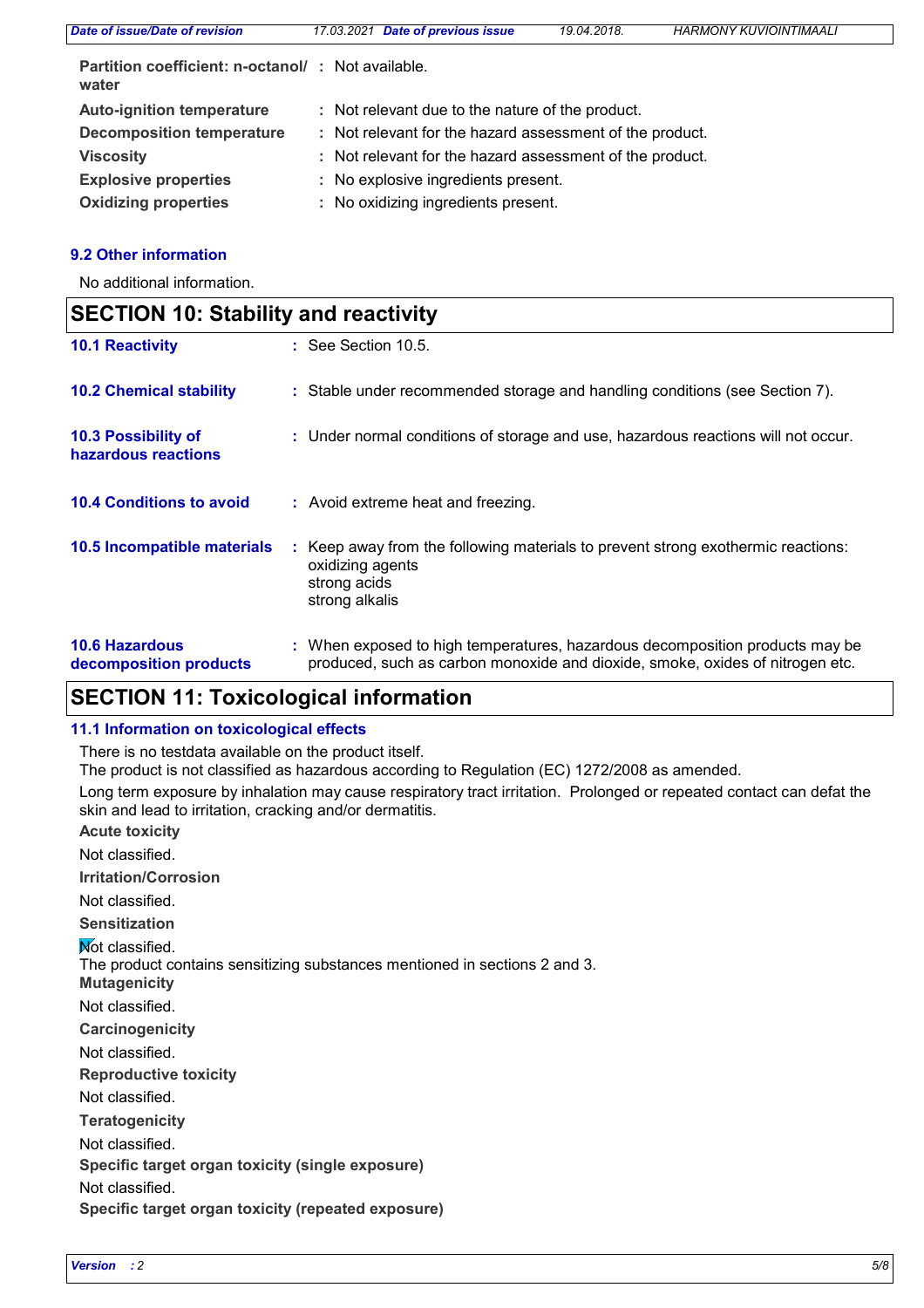| | | |
|---|---|---|
| **Partition coefficient: n-octanol/ water** | : | Not available. |
| **Auto-ignition temperature** | : | Not relevant due to the nature of the product. |
| **Decomposition temperature** | : | Not relevant for the hazard assessment of the product. |
| **Viscosity** | : | Not relevant for the hazard assessment of the product. |
| **Explosive properties** | : | No explosive ingredients present. |
| **Oxidizing properties** | : | No oxidizing ingredients present. |

### 9.2 Other information

No additional information.

## SECTION 10: Stability and reactivity

**10.1 Reactivity** : See Section 10.5.

**10.2 Chemical stability** : Stable under recommended storage and handling conditions (see Section 7).

**10.3 Possibility of hazardous reactions** : Under normal conditions of storage and use, hazardous reactions will not occur.

**10.4 Conditions to avoid** : Avoid extreme heat and freezing.

**10.5 Incompatible materials** : Keep away from the following materials to prevent strong exothermic reactions:
oxidizing agents
strong acids
strong alkalis

**10.6 Hazardous decomposition products** : When exposed to high temperatures, hazardous decomposition products may be produced, such as carbon monoxide and dioxide, smoke, oxides of nitrogen etc.

## SECTION 11: Toxicological information

### 11.1 Information on toxicological effects

There is no testdata available on the product itself.
The product is not classified as hazardous according to Regulation (EC) 1272/2008 as amended.
Long term exposure by inhalation may cause respiratory tract irritation. Prolonged or repeated contact can defat the skin and lead to irritation, cracking and/or dermatitis.

**Acute toxicity**

Not classified.

**Irritation/Corrosion**

Not classified.

**Sensitization**

Not classified.
The product contains sensitizing substances mentioned in sections 2 and 3.

**Mutagenicity**

Not classified.

**Carcinogenicity**

Not classified.

**Reproductive toxicity**

Not classified.

**Teratogenicity**

Not classified.

**Specific target organ toxicity (single exposure)**

Not classified.

**Specific target organ toxicity (repeated exposure)**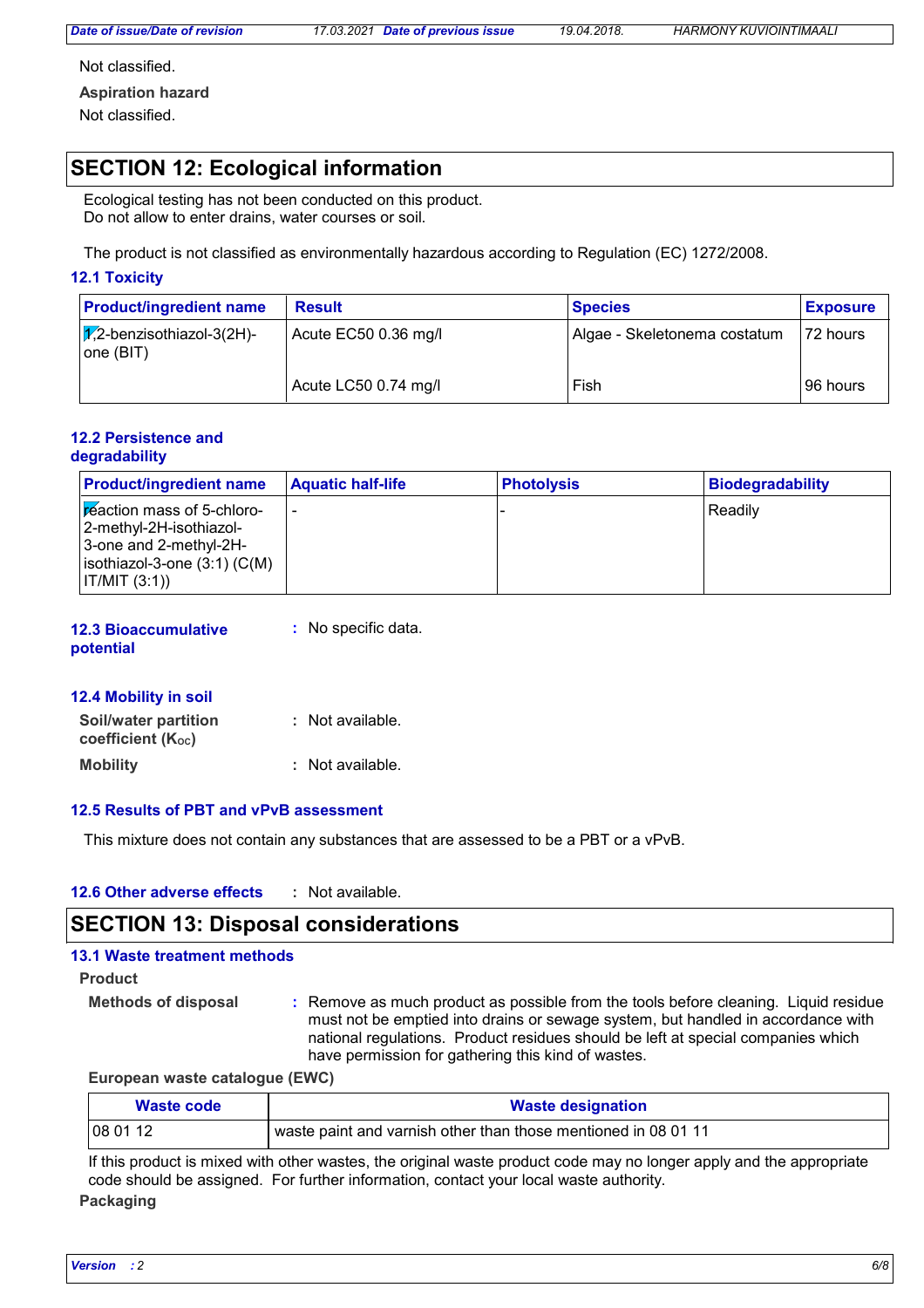Not classified.

**Aspiration hazard**

Not classified.

## SECTION 12: Ecological information

Ecological testing has not been conducted on this product.
Do not allow to enter drains, water courses or soil.

The product is not classified as environmentally hazardous according to Regulation (EC) 1272/2008.

### 12.1 Toxicity

| Product/ingredient name | Result | Species | Exposure |
|---|---|---|---|
| 1,2-benzisothiazol-3(2H)-one (BIT) | Acute EC50 0.36 mg/l | Algae - Skeletonema costatum | 72 hours |
| | Acute LC50 0.74 mg/l | Fish | 96 hours |

### 12.2 Persistence and degradability

| Product/ingredient name | Aquatic half-life | Photolysis | Biodegradability |
|---|---|---|---|
| reaction mass of 5-chloro-2-methyl-2H-isothiazol-3-one and 2-methyl-2H-isothiazol-3-one (3:1) (C(M)IT/MIT (3:1)) | - | - | Readily |

### 12.3 Bioaccumulative potential

: No specific data.

### 12.4 Mobility in soil

**Soil/water partition coefficient ($K_{OC}$)** : Not available.

**Mobility** : Not available.

### 12.5 Results of PBT and vPvB assessment

This mixture does not contain any substances that are assessed to be a PBT or a vPvB.

### 12.6 Other adverse effects

: Not available.

## SECTION 13: Disposal considerations

### 13.1 Waste treatment methods

**Product**

**Methods of disposal** : Remove as much product as possible from the tools before cleaning. Liquid residue must not be emptied into drains or sewage system, but handled in accordance with national regulations. Product residues should be left at special companies which have permission for gathering this kind of wastes.

**European waste catalogue (EWC)**

| Waste code | Waste designation |
|---|---|
| 08 01 12 | waste paint and varnish other than those mentioned in 08 01 11 |

If this product is mixed with other wastes, the original waste product code may no longer apply and the appropriate code should be assigned. For further information, contact your local waste authority.

**Packaging**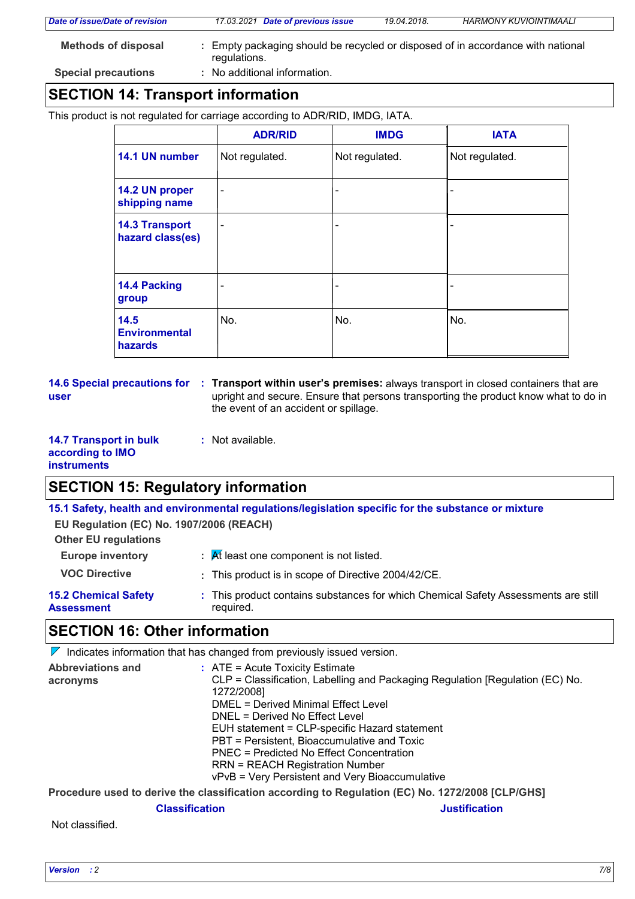| Methods of disposal | : Empty packaging should be recycled or disposed of in accordance with national regulations. |
|---|---|
| Special precautions | : No additional information. |

## SECTION 14: Transport information

This product is not regulated for carriage according to ADR/RID, IMDG, IATA.

| | ADR/RID | IMDG | IATA |
|---|---|---|---|
| **14.1 UN number** | Not regulated. | Not regulated. | Not regulated. |
| **14.2 UN proper shipping name** | - | - | - |
| **14.3 Transport hazard class(es)** | - | - | - |
| **14.4 Packing group** | - | - | - |
| **14.5 Environmental hazards** | No. | No. | No. |

**14.6 Special precautions for user** : **Transport within user's premises:** always transport in closed containers that are upright and secure. Ensure that persons transporting the product know what to do in the event of an accident or spillage.

**14.7 Transport in bulk according to IMO instruments** : Not available.

## SECTION 15: Regulatory information

**15.1 Safety, health and environmental regulations/legislation specific for the substance or mixture**

**EU Regulation (EC) No. 1907/2006 (REACH)**

**Other EU regulations**

**Europe inventory** : At least one component is not listed.

**VOC Directive** : This product is in scope of Directive 2004/42/CE.

**15.2 Chemical Safety Assessment** : This product contains substances for which Chemical Safety Assessments are still required.

## SECTION 16: Other information

Indicates information that has changed from previously issued version.

**Abbreviations and acronyms** : ATE = Acute Toxicity Estimate
CLP = Classification, Labelling and Packaging Regulation [Regulation (EC) No. 1272/2008]
DMEL = Derived Minimal Effect Level
DNEL = Derived No Effect Level
EUH statement = CLP-specific Hazard statement
PBT = Persistent, Bioaccumulative and Toxic
PNEC = Predicted No Effect Concentration
RRN = REACH Registration Number
vPvB = Very Persistent and Very Bioaccumulative

**Procedure used to derive the classification according to Regulation (EC) No. 1272/2008 [CLP/GHS]**

| Classification | Justification |
|---|---|
| Not classified. | |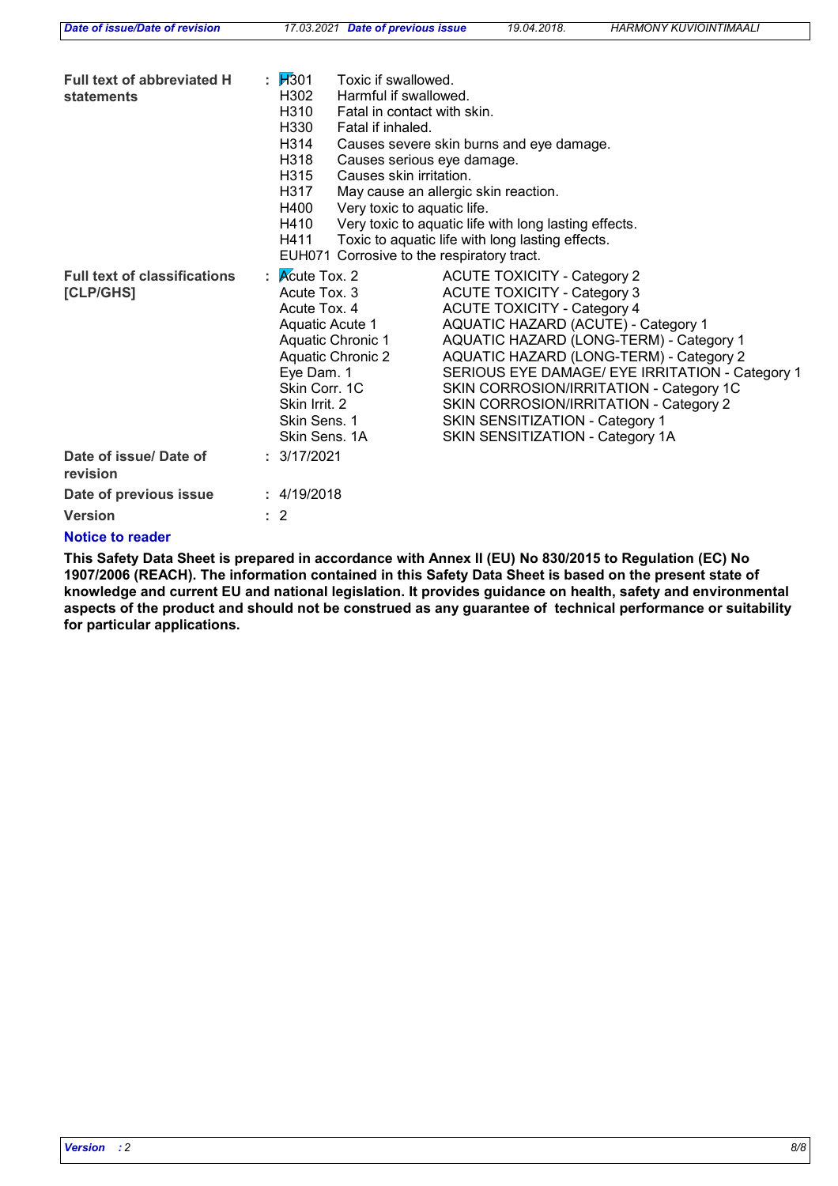**Full text of abbreviated H statements** :

| | |
|---|---|
| H301 | Toxic if swallowed. |
| H302 | Harmful if swallowed. |
| H310 | Fatal in contact with skin. |
| H330 | Fatal if inhaled. |
| H314 | Causes severe skin burns and eye damage. |
| H318 | Causes serious eye damage. |
| H315 | Causes skin irritation. |
| H317 | May cause an allergic skin reaction. |
| H400 | Very toxic to aquatic life. |
| H410 | Very toxic to aquatic life with long lasting effects. |
| H411 | Toxic to aquatic life with long lasting effects. |
| EUH071 | Corrosive to the respiratory tract. |

**Full text of classifications [CLP/GHS]** :

| | |
|---|---|
| Acute Tox. 2 | ACUTE TOXICITY - Category 2 |
| Acute Tox. 3 | ACUTE TOXICITY - Category 3 |
| Acute Tox. 4 | ACUTE TOXICITY - Category 4 |
| Aquatic Acute 1 | AQUATIC HAZARD (ACUTE) - Category 1 |
| Aquatic Chronic 1 | AQUATIC HAZARD (LONG-TERM) - Category 1 |
| Aquatic Chronic 2 | AQUATIC HAZARD (LONG-TERM) - Category 2 |
| Eye Dam. 1 | SERIOUS EYE DAMAGE/ EYE IRRITATION - Category 1 |
| Skin Corr. 1C | SKIN CORROSION/IRRITATION - Category 1C |
| Skin Irrit. 2 | SKIN CORROSION/IRRITATION - Category 2 |
| Skin Sens. 1 | SKIN SENSITIZATION - Category 1 |
| Skin Sens. 1A | SKIN SENSITIZATION - Category 1A |

**Date of issue/ Date of revision** : 3/17/2021

**Date of previous issue** : 4/19/2018

**Version** : 2

## Notice to reader

**This Safety Data Sheet is prepared in accordance with Annex II (EU) No 830/2015 to Regulation (EC) No 1907/2006 (REACH). The information contained in this Safety Data Sheet is based on the present state of knowledge and current EU and national legislation. It provides guidance on health, safety and environmental aspects of the product and should not be construed as any guarantee of technical performance or suitability for particular applications.**